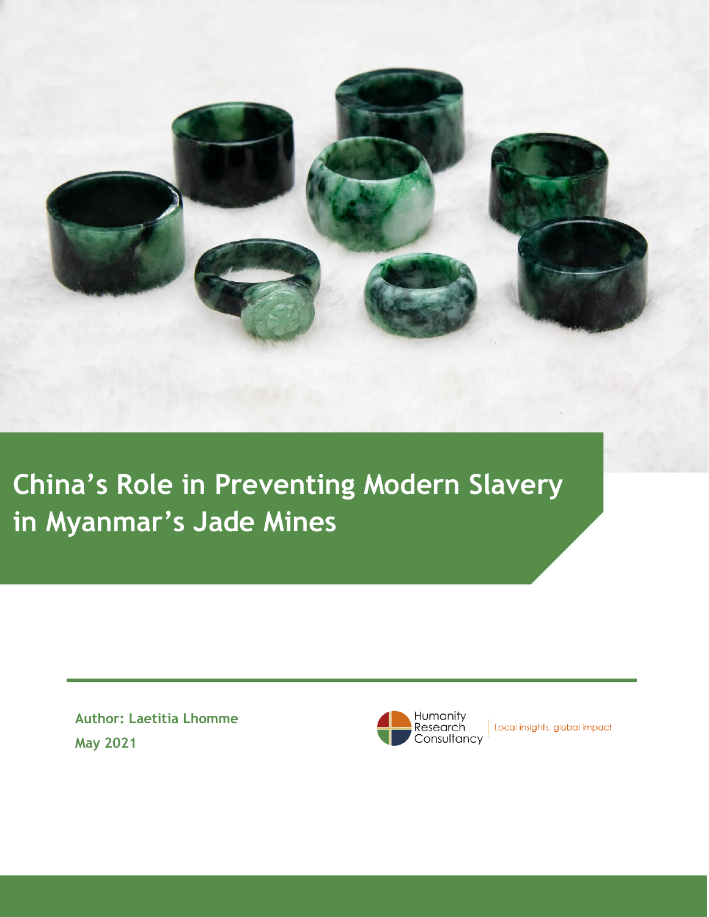# China's Role in Preventing Modern Slavery in Myanmar's Jade Mines

**Author: Laetitia Lhomme**

**May 2021**

Humanity Research Consultancy

Local insights, global impact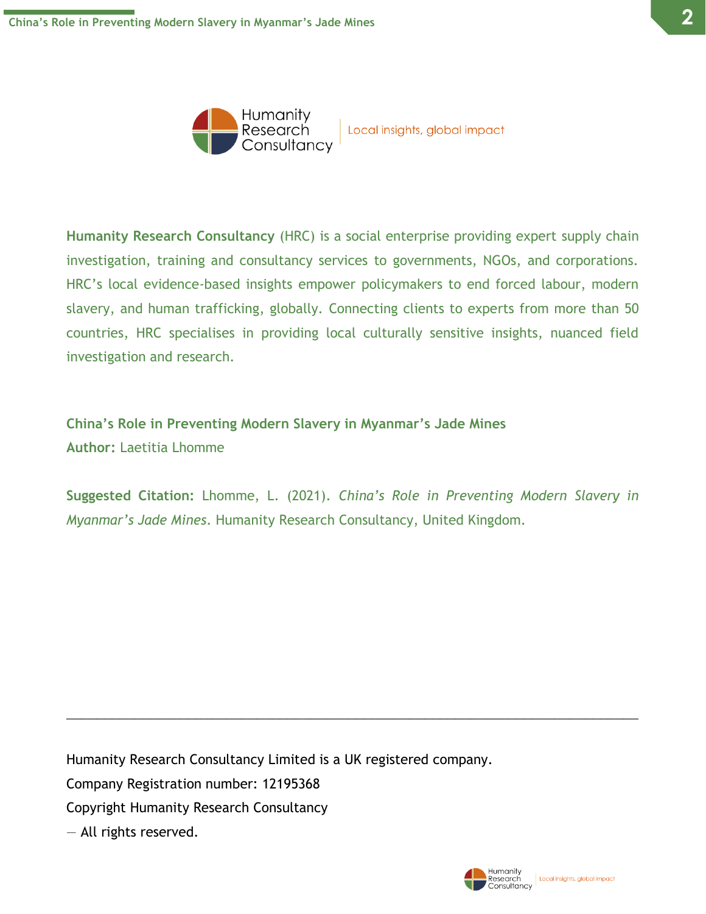**Humanity Research Consultancy** (HRC) is a social enterprise providing expert supply chain investigation, training and consultancy services to governments, NGOs, and corporations. HRC's local evidence-based insights empower policymakers to end forced labour, modern slavery, and human trafficking, globally. Connecting clients to experts from more than 50 countries, HRC specialises in providing local culturally sensitive insights, nuanced field investigation and research.

**China's Role in Preventing Modern Slavery in Myanmar's Jade Mines**
**Author:** Laetitia Lhomme

**Suggested Citation:** Lhomme, L. (2021). *China's Role in Preventing Modern Slavery in Myanmar's Jade Mines*. Humanity Research Consultancy, United Kingdom.

---

Humanity Research Consultancy Limited is a UK registered company.
Company Registration number: 12195368
Copyright Humanity Research Consultancy
— All rights reserved.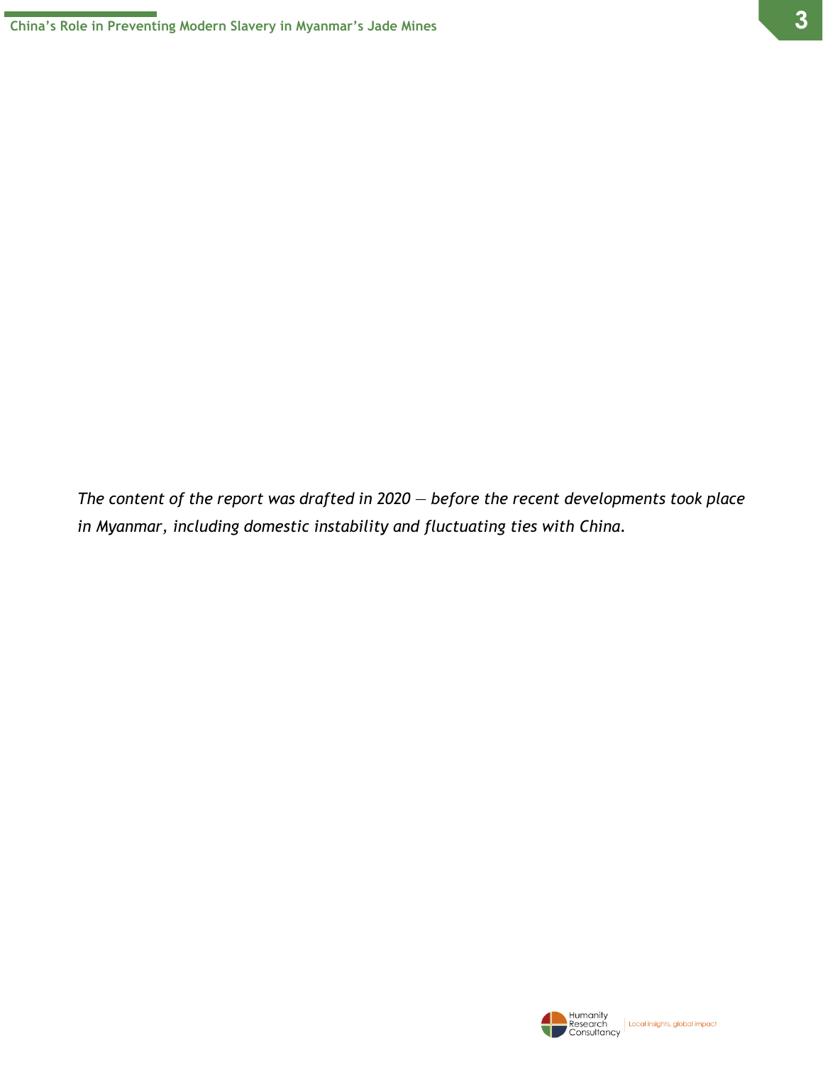*The content of the report was drafted in 2020 — before the recent developments took place in Myanmar, including domestic instability and fluctuating ties with China.*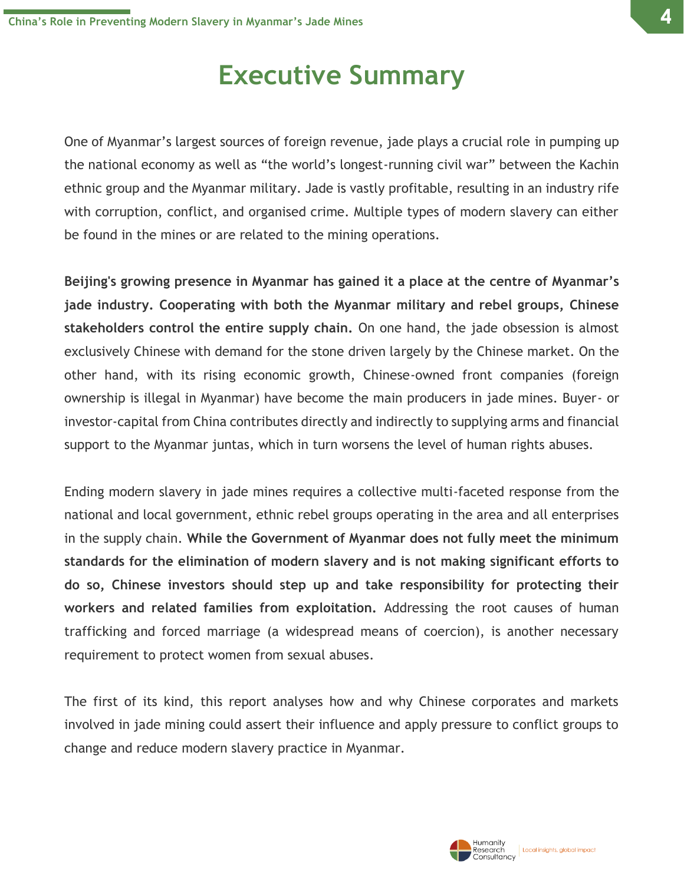# Executive Summary

One of Myanmar's largest sources of foreign revenue, jade plays a crucial role in pumping up the national economy as well as "the world's longest-running civil war" between the Kachin ethnic group and the Myanmar military. Jade is vastly profitable, resulting in an industry rife with corruption, conflict, and organised crime. Multiple types of modern slavery can either be found in the mines or are related to the mining operations.

**Beijing's growing presence in Myanmar has gained it a place at the centre of Myanmar's jade industry. Cooperating with both the Myanmar military and rebel groups, Chinese stakeholders control the entire supply chain.** On one hand, the jade obsession is almost exclusively Chinese with demand for the stone driven largely by the Chinese market. On the other hand, with its rising economic growth, Chinese-owned front companies (foreign ownership is illegal in Myanmar) have become the main producers in jade mines. Buyer- or investor-capital from China contributes directly and indirectly to supplying arms and financial support to the Myanmar juntas, which in turn worsens the level of human rights abuses.

Ending modern slavery in jade mines requires a collective multi-faceted response from the national and local government, ethnic rebel groups operating in the area and all enterprises in the supply chain. **While the Government of Myanmar does not fully meet the minimum standards for the elimination of modern slavery and is not making significant efforts to do so, Chinese investors should step up and take responsibility for protecting their workers and related families from exploitation.** Addressing the root causes of human trafficking and forced marriage (a widespread means of coercion), is another necessary requirement to protect women from sexual abuses.

The first of its kind, this report analyses how and why Chinese corporates and markets involved in jade mining could assert their influence and apply pressure to conflict groups to change and reduce modern slavery practice in Myanmar.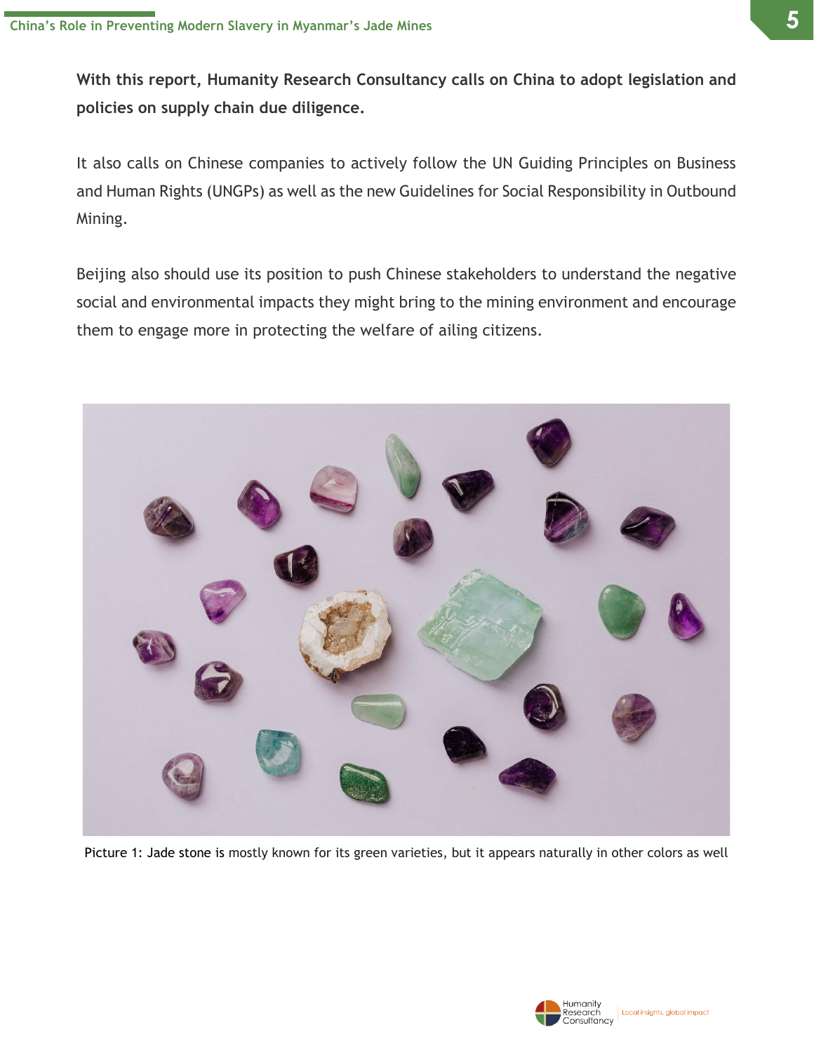**With this report, Humanity Research Consultancy calls on China to adopt legislation and policies on supply chain due diligence.**

It also calls on Chinese companies to actively follow the UN Guiding Principles on Business and Human Rights (UNGPs) as well as the new Guidelines for Social Responsibility in Outbound Mining.

Beijing also should use its position to push Chinese stakeholders to understand the negative social and environmental impacts they might bring to the mining environment and encourage them to engage more in protecting the welfare of ailing citizens.

Picture 1: Jade stone is mostly known for its green varieties, but it appears naturally in other colors as well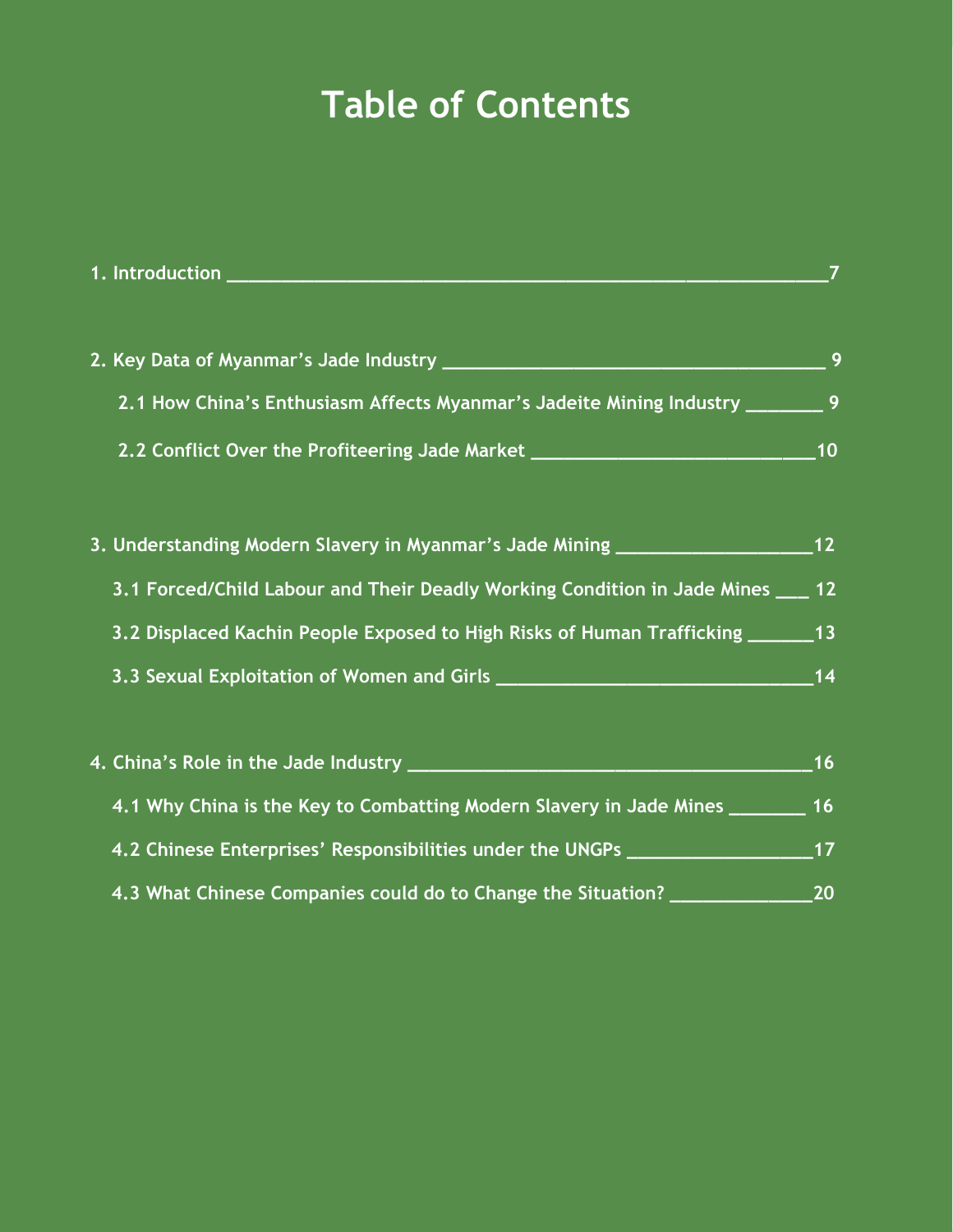# Table of Contents

1. Introduction ____________________________________________________________7

2. Key Data of Myanmar's Jade Industry ______________________________________ 9

   2.1 How China's Enthusiasm Affects Myanmar's Jadeite Mining Industry ________ 9

   2.2 Conflict Over the Profiteering Jade Market ____________________________10

3. Understanding Modern Slavery in Myanmar's Jade Mining ___________________12

   3.1 Forced/Child Labour and Their Deadly Working Condition in Jade Mines ___ 12

   3.2 Displaced Kachin People Exposed to High Risks of Human Trafficking _______13

   3.3 Sexual Exploitation of Women and Girls ________________________________14

4. China's Role in the Jade Industry ________________________________________16

   4.1 Why China is the Key to Combatting Modern Slavery in Jade Mines ________ 16

   4.2 Chinese Enterprises' Responsibilities under the UNGPs __________________17

   4.3 What Chinese Companies could do to Change the Situation? ______________20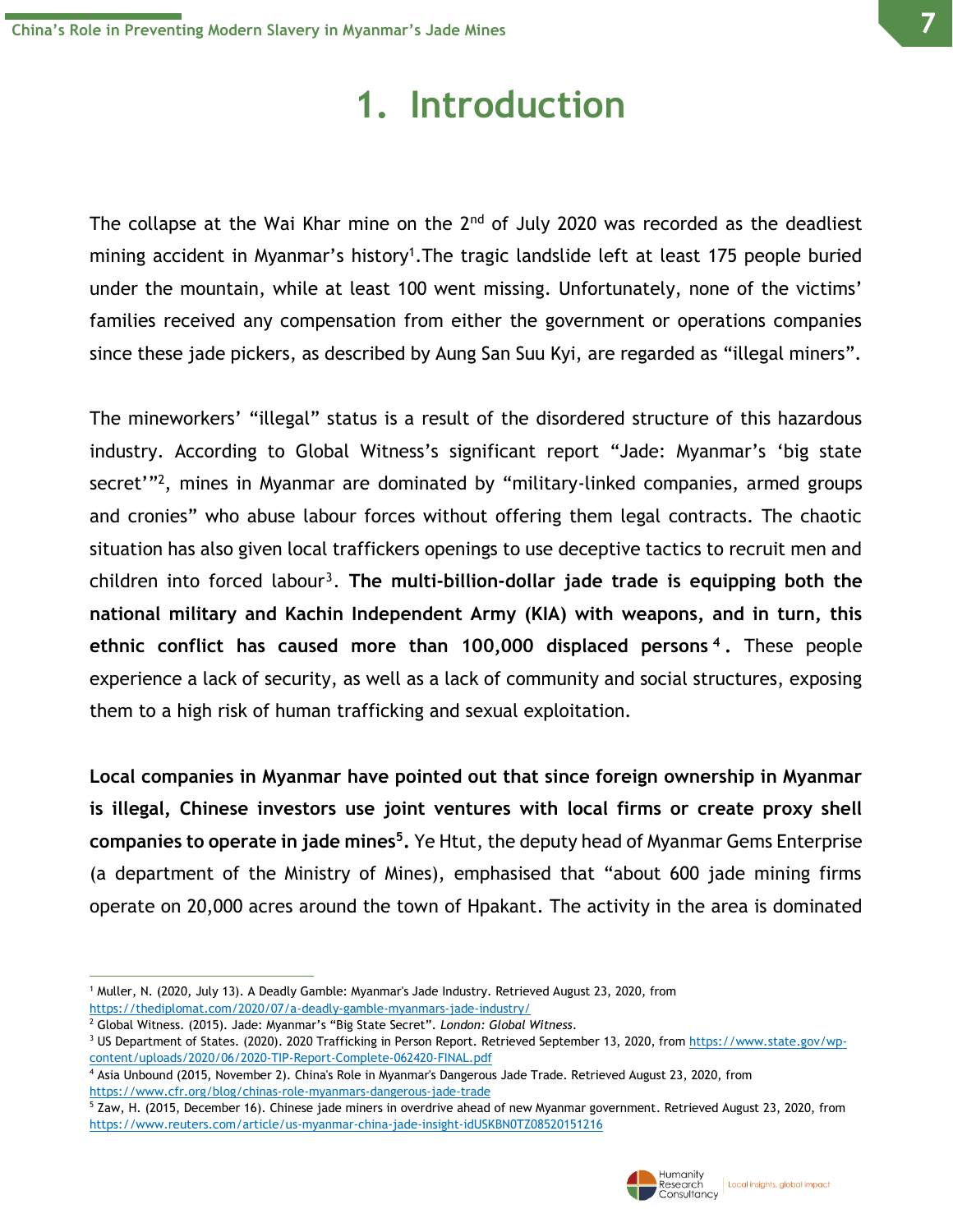# 1. Introduction

The collapse at the Wai Khar mine on the 2nd of July 2020 was recorded as the deadliest mining accident in Myanmar's history[1].The tragic landslide left at least 175 people buried under the mountain, while at least 100 went missing. Unfortunately, none of the victims' families received any compensation from either the government or operations companies since these jade pickers, as described by Aung San Suu Kyi, are regarded as "illegal miners".

The mineworkers' "illegal" status is a result of the disordered structure of this hazardous industry. According to Global Witness's significant report "Jade: Myanmar's 'big state secret'"[2], mines in Myanmar are dominated by "military-linked companies, armed groups and cronies" who abuse labour forces without offering them legal contracts. The chaotic situation has also given local traffickers openings to use deceptive tactics to recruit men and children into forced labour[3]. **The multi-billion-dollar jade trade is equipping both the national military and Kachin Independent Army (KIA) with weapons, and in turn, this ethnic conflict has caused more than 100,000 displaced persons[4].** These people experience a lack of security, as well as a lack of community and social structures, exposing them to a high risk of human trafficking and sexual exploitation.

**Local companies in Myanmar have pointed out that since foreign ownership in Myanmar is illegal, Chinese investors use joint ventures with local firms or create proxy shell companies to operate in jade mines[5].** Ye Htut, the deputy head of Myanmar Gems Enterprise (a department of the Ministry of Mines), emphasised that "about 600 jade mining firms operate on 20,000 acres around the town of Hpakant. The activity in the area is dominated

---

[1] Muller, N. (2020, July 13). A Deadly Gamble: Myanmar's Jade Industry. Retrieved August 23, 2020, from https://thediplomat.com/2020/07/a-deadly-gamble-myanmars-jade-industry/

[2] Global Witness. (2015). Jade: Myanmar's "Big State Secret". *London: Global Witness*.

[3] US Department of States. (2020). 2020 Trafficking in Person Report. Retrieved September 13, 2020, from https://www.state.gov/wp-content/uploads/2020/06/2020-TIP-Report-Complete-062420-FINAL.pdf

[4] Asia Unbound (2015, November 2). China's Role in Myanmar's Dangerous Jade Trade. Retrieved August 23, 2020, from https://www.cfr.org/blog/chinas-role-myanmars-dangerous-jade-trade

[5] Zaw, H. (2015, December 16). Chinese jade miners in overdrive ahead of new Myanmar government. Retrieved August 23, 2020, from https://www.reuters.com/article/us-myanmar-china-jade-insight-idUSKBN0TZ08520151216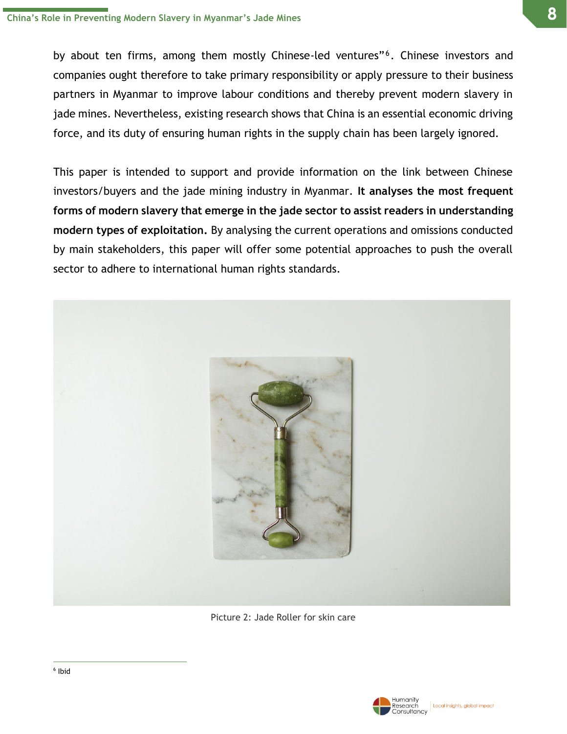by about ten firms, among them mostly Chinese-led ventures"[6]. Chinese investors and companies ought therefore to take primary responsibility or apply pressure to their business partners in Myanmar to improve labour conditions and thereby prevent modern slavery in jade mines. Nevertheless, existing research shows that China is an essential economic driving force, and its duty of ensuring human rights in the supply chain has been largely ignored.

This paper is intended to support and provide information on the link between Chinese investors/buyers and the jade mining industry in Myanmar. **It analyses the most frequent forms of modern slavery that emerge in the jade sector to assist readers in understanding modern types of exploitation.** By analysing the current operations and omissions conducted by main stakeholders, this paper will offer some potential approaches to push the overall sector to adhere to international human rights standards.

Picture 2: Jade Roller for skin care

[6] Ibid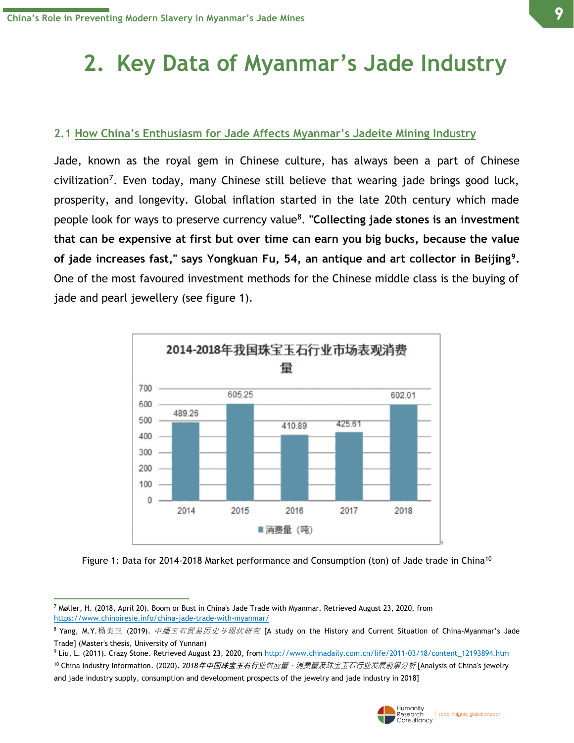# 2. Key Data of Myanmar's Jade Industry

## 2.1 How China's Enthusiasm for Jade Affects Myanmar's Jadeite Mining Industry

Jade, known as the royal gem in Chinese culture, has always been a part of Chinese civilization[7]. Even today, many Chinese still believe that wearing jade brings good luck, prosperity, and longevity. Global inflation started in the late 20th century which made people look for ways to preserve currency value[8]. **"Collecting jade stones is an investment that can be expensive at first but over time can earn you big bucks, because the value of jade increases fast," says Yongkuan Fu, 54, an antique and art collector in Beijing[9].** One of the most favoured investment methods for the Chinese middle class is the buying of jade and pearl jewellery (see figure 1).

**2014-2018年我国珠宝玉石行业市场表观消费量**

| 年份 | 消费量（吨） |
|---|---|
| 2014 | 489.26 |
| 2015 | 605.25 |
| 2016 | 410.89 |
| 2017 | 425.61 |
| 2018 | 602.01 |

Figure 1: Data for 2014-2018 Market performance and Consumption (ton) of Jade trade in China[10]

---

[7] Møller, H. (2018, April 20). Boom or Bust in China's Jade Trade with Myanmar. Retrieved August 23, 2020, from https://www.chinoiresie.info/china-jade-trade-with-myanmar/

[8] Yang, M.Y.杨美玉 (2019). *中缅玉石贸易历史与现状研究* [A study on the History and Current Situation of China-Myanmar's Jade Trade] (Master's thesis, University of Yunnan)

[9] Liu, L. (2011). Crazy Stone. Retrieved August 23, 2020, from http://www.chinadaily.com.cn/life/2011-03/18/content_12193894.htm

[10] China Industry Information. (2020). *2018年中国珠宝玉石行业供应量、消费量及珠宝玉石行业发展前景分析* [Analysis of China's jewelry and jade industry supply, consumption and development prospects of the jewelry and jade industry in 2018]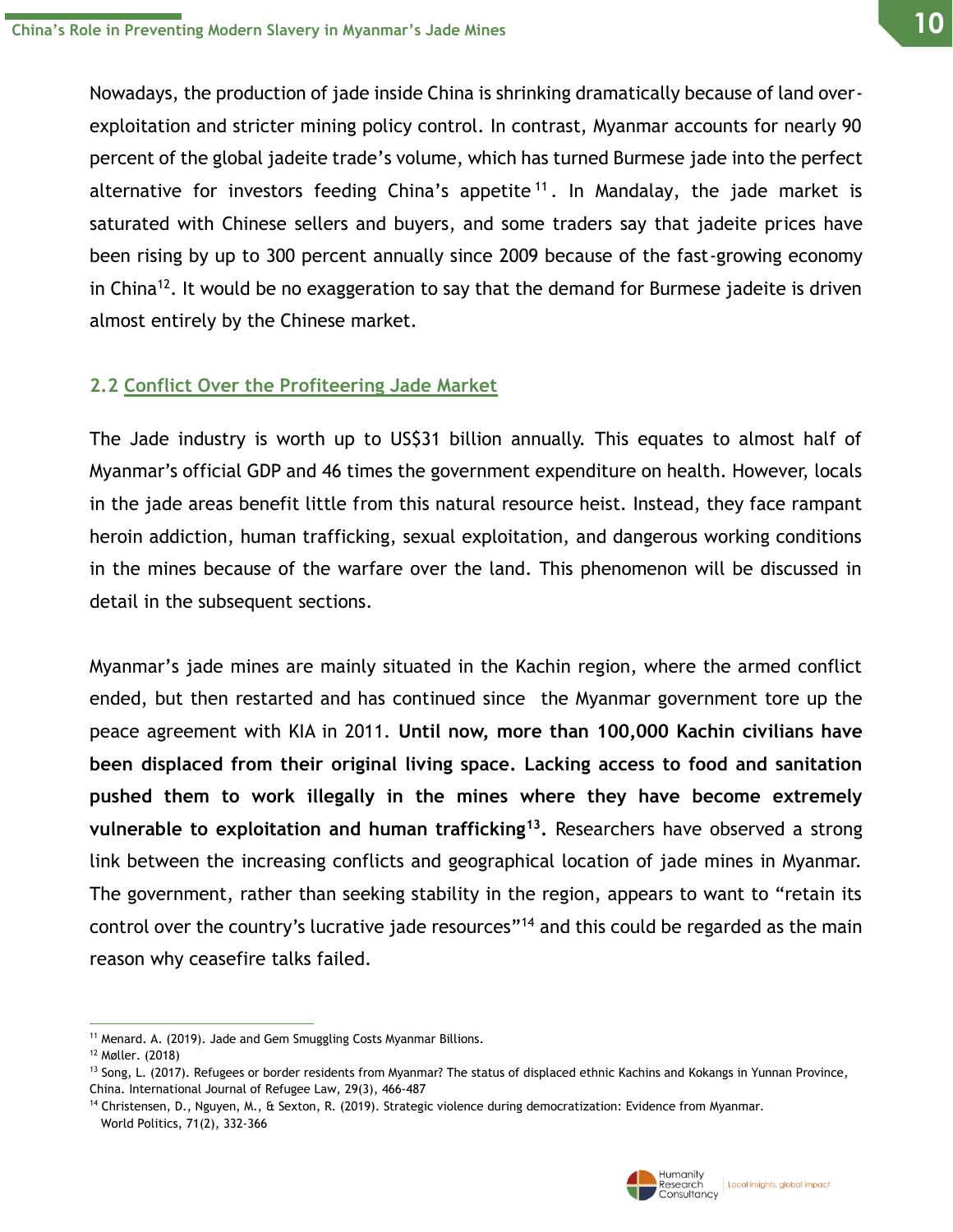Nowadays, the production of jade inside China is shrinking dramatically because of land over-exploitation and stricter mining policy control. In contrast, Myanmar accounts for nearly 90 percent of the global jadeite trade's volume, which has turned Burmese jade into the perfect alternative for investors feeding China's appetite[11]. In Mandalay, the jade market is saturated with Chinese sellers and buyers, and some traders say that jadeite prices have been rising by up to 300 percent annually since 2009 because of the fast-growing economy in China[12]. It would be no exaggeration to say that the demand for Burmese jadeite is driven almost entirely by the Chinese market.

## 2.2 Conflict Over the Profiteering Jade Market

The Jade industry is worth up to US$31 billion annually. This equates to almost half of Myanmar's official GDP and 46 times the government expenditure on health. However, locals in the jade areas benefit little from this natural resource heist. Instead, they face rampant heroin addiction, human trafficking, sexual exploitation, and dangerous working conditions in the mines because of the warfare over the land. This phenomenon will be discussed in detail in the subsequent sections.

Myanmar's jade mines are mainly situated in the Kachin region, where the armed conflict ended, but then restarted and has continued since the Myanmar government tore up the peace agreement with KIA in 2011. **Until now, more than 100,000 Kachin civilians have been displaced from their original living space. Lacking access to food and sanitation pushed them to work illegally in the mines where they have become extremely vulnerable to exploitation and human trafficking[13].** Researchers have observed a strong link between the increasing conflicts and geographical location of jade mines in Myanmar. The government, rather than seeking stability in the region, appears to want to "retain its control over the country's lucrative jade resources"[14] and this could be regarded as the main reason why ceasefire talks failed.

---

[11] Menard. A. (2019). Jade and Gem Smuggling Costs Myanmar Billions.

[12] Møller. (2018)

[13] Song, L. (2017). Refugees or border residents from Myanmar? The status of displaced ethnic Kachins and Kokangs in Yunnan Province, China. International Journal of Refugee Law, 29(3), 466-487

[14] Christensen, D., Nguyen, M., & Sexton, R. (2019). Strategic violence during democratization: Evidence from Myanmar. World Politics, 71(2), 332-366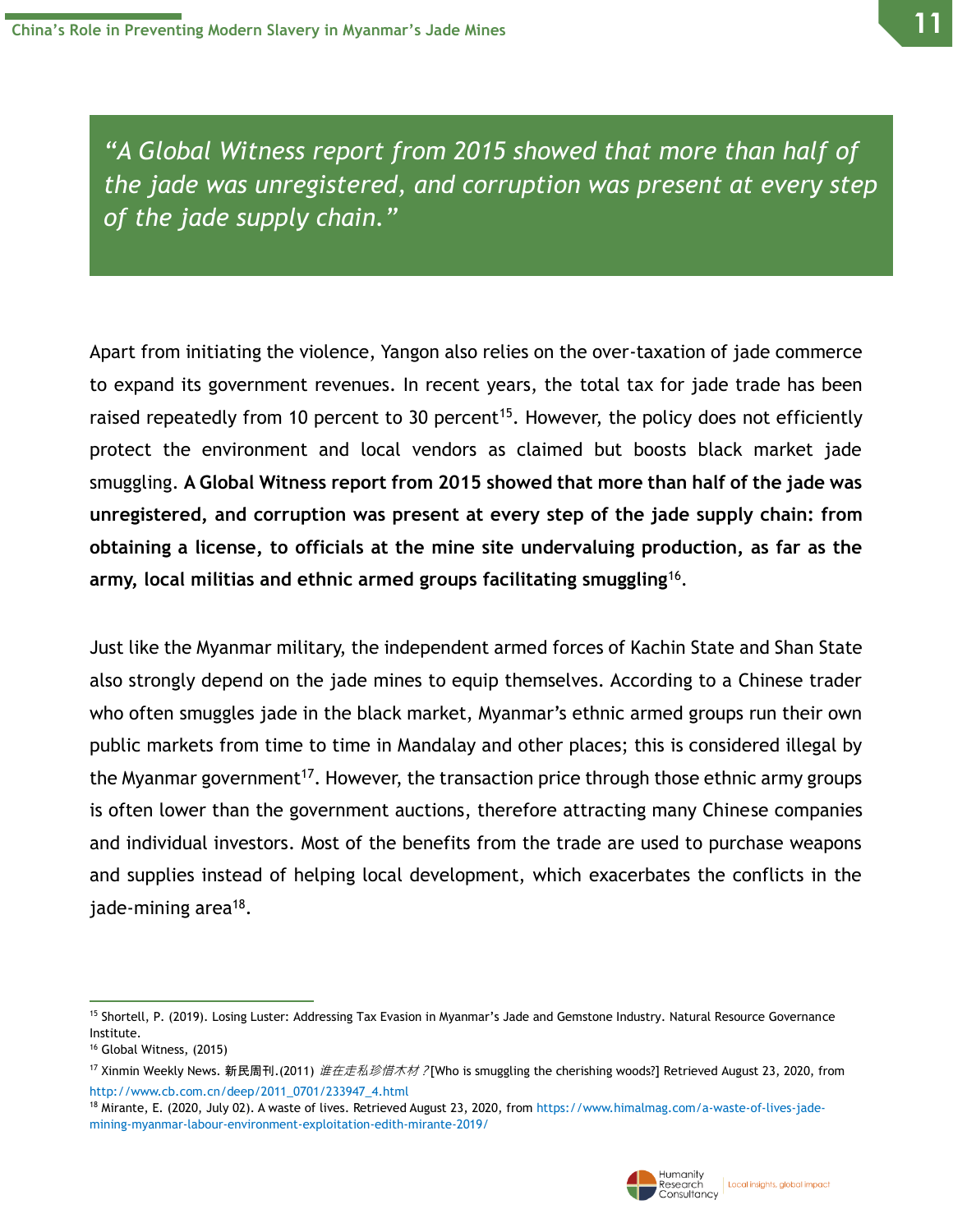> *"A Global Witness report from 2015 showed that more than half of the jade was unregistered, and corruption was present at every step of the jade supply chain."*

Apart from initiating the violence, Yangon also relies on the over-taxation of jade commerce to expand its government revenues. In recent years, the total tax for jade trade has been raised repeatedly from 10 percent to 30 percent[15]. However, the policy does not efficiently protect the environment and local vendors as claimed but boosts black market jade smuggling. **A Global Witness report from 2015 showed that more than half of the jade was unregistered, and corruption was present at every step of the jade supply chain: from obtaining a license, to officials at the mine site undervaluing production, as far as the army, local militias and ethnic armed groups facilitating smuggling**[16].

Just like the Myanmar military, the independent armed forces of Kachin State and Shan State also strongly depend on the jade mines to equip themselves. According to a Chinese trader who often smuggles jade in the black market, Myanmar's ethnic armed groups run their own public markets from time to time in Mandalay and other places; this is considered illegal by the Myanmar government[17]. However, the transaction price through those ethnic army groups is often lower than the government auctions, therefore attracting many Chinese companies and individual investors. Most of the benefits from the trade are used to purchase weapons and supplies instead of helping local development, which exacerbates the conflicts in the jade-mining area[18].

---

[15] Shortell, P. (2019). Losing Luster: Addressing Tax Evasion in Myanmar's Jade and Gemstone Industry. Natural Resource Governance Institute.

[16] Global Witness, (2015)

[17] Xinmin Weekly News. 新民周刊.(2011) *谁在走私珍惜木材？*[Who is smuggling the cherishing woods?] Retrieved August 23, 2020, from http://www.cb.com.cn/deep/2011_0701/233947_4.html

[18] Mirante, E. (2020, July 02). A waste of lives. Retrieved August 23, 2020, from https://www.himalmag.com/a-waste-of-lives-jade-mining-myanmar-labour-environment-exploitation-edith-mirante-2019/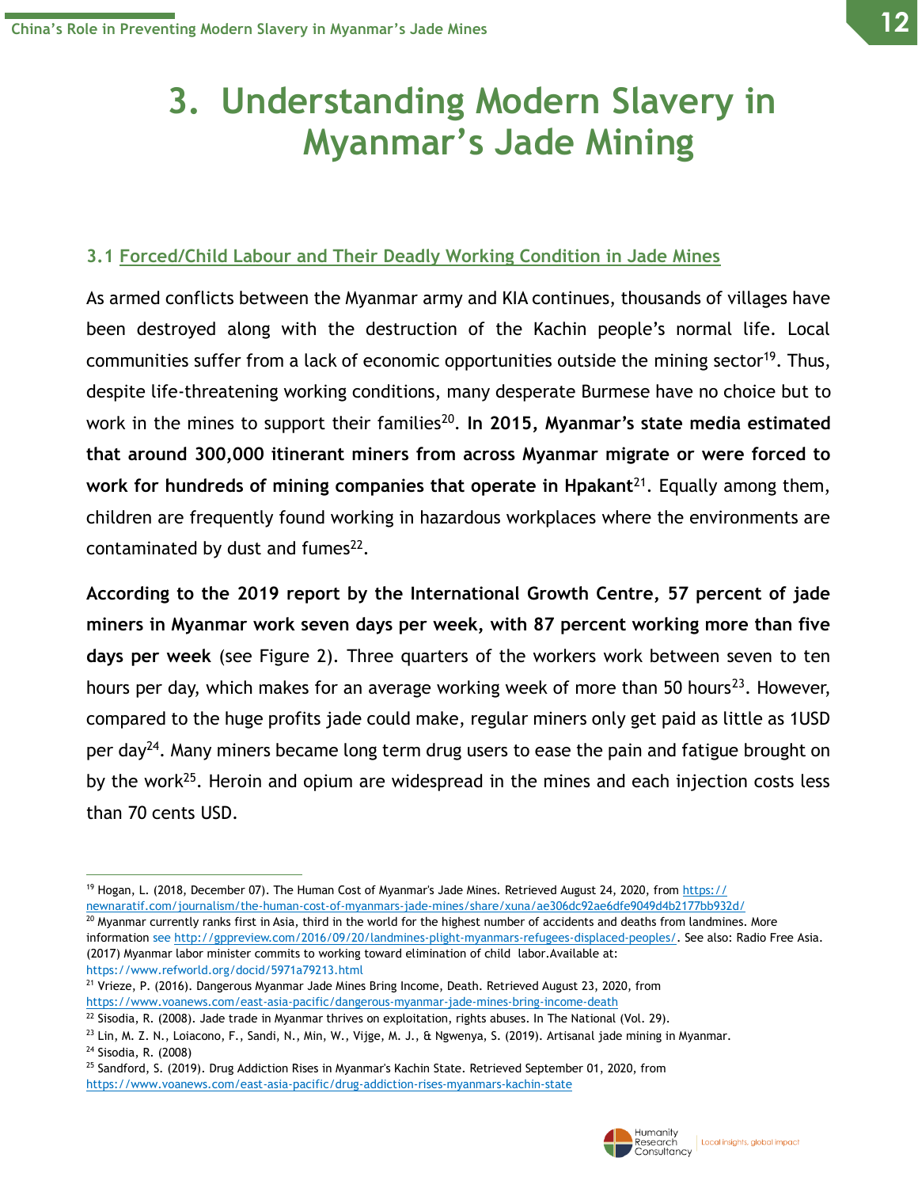# 3. Understanding Modern Slavery in Myanmar's Jade Mining

### 3.1 Forced/Child Labour and Their Deadly Working Condition in Jade Mines

As armed conflicts between the Myanmar army and KIA continues, thousands of villages have been destroyed along with the destruction of the Kachin people's normal life. Local communities suffer from a lack of economic opportunities outside the mining sector[19]. Thus, despite life-threatening working conditions, many desperate Burmese have no choice but to work in the mines to support their families[20]. **In 2015, Myanmar's state media estimated that around 300,000 itinerant miners from across Myanmar migrate or were forced to work for hundreds of mining companies that operate in Hpakant**[21]. Equally among them, children are frequently found working in hazardous workplaces where the environments are contaminated by dust and fumes[22].

**According to the 2019 report by the International Growth Centre, 57 percent of jade miners in Myanmar work seven days per week, with 87 percent working more than five days per week** (see Figure 2). Three quarters of the workers work between seven to ten hours per day, which makes for an average working week of more than 50 hours[23]. However, compared to the huge profits jade could make, regular miners only get paid as little as 1USD per day[24]. Many miners became long term drug users to ease the pain and fatigue brought on by the work[25]. Heroin and opium are widespread in the mines and each injection costs less than 70 cents USD.

---

[19] Hogan, L. (2018, December 07). The Human Cost of Myanmar's Jade Mines. Retrieved August 24, 2020, from https://newnaratif.com/journalism/the-human-cost-of-myanmars-jade-mines/share/xuna/ae306dc92ae6dfe9049d4b2177bb932d/

[20] Myanmar currently ranks first in Asia, third in the world for the highest number of accidents and deaths from landmines. More information see http://gppreview.com/2016/09/20/landmines-plight-myanmars-refugees-displaced-peoples/. See also: Radio Free Asia. (2017) Myanmar labor minister commits to working toward elimination of child labor.Available at: https://www.refworld.org/docid/5971a79213.html

[21] Vrieze, P. (2016). Dangerous Myanmar Jade Mines Bring Income, Death. Retrieved August 23, 2020, from https://www.voanews.com/east-asia-pacific/dangerous-myanmar-jade-mines-bring-income-death

[22] Sisodia, R. (2008). Jade trade in Myanmar thrives on exploitation, rights abuses. In The National (Vol. 29).

[23] Lin, M. Z. N., Loiacono, F., Sandi, N., Min, W., Vijge, M. J., & Ngwenya, S. (2019). Artisanal jade mining in Myanmar.

[24] Sisodia, R. (2008)

[25] Sandford, S. (2019). Drug Addiction Rises in Myanmar's Kachin State. Retrieved September 01, 2020, from https://www.voanews.com/east-asia-pacific/drug-addiction-rises-myanmars-kachin-state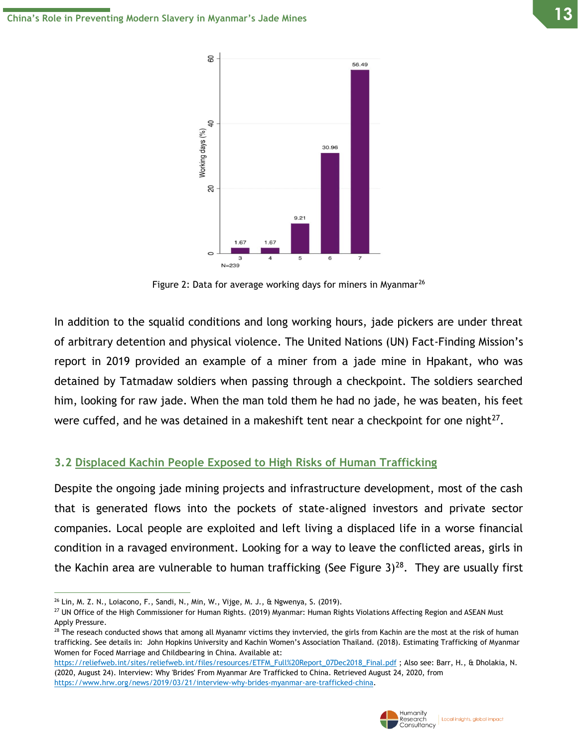| Working days | 3 | 4 | 5 | 6 | 7 |
|---|---|---|---|---|---|
| Working days (%) | 1.67 | 1.67 | 9.21 | 30.96 | 56.49 |

N=239

Figure 2: Data for average working days for miners in Myanmar[26]

In addition to the squalid conditions and long working hours, jade pickers are under threat of arbitrary detention and physical violence. The United Nations (UN) Fact-Finding Mission's report in 2019 provided an example of a miner from a jade mine in Hpakant, who was detained by Tatmadaw soldiers when passing through a checkpoint. The soldiers searched him, looking for raw jade. When the man told them he had no jade, he was beaten, his feet were cuffed, and he was detained in a makeshift tent near a checkpoint for one night[27].

### 3.2 Displaced Kachin People Exposed to High Risks of Human Trafficking

Despite the ongoing jade mining projects and infrastructure development, most of the cash that is generated flows into the pockets of state-aligned investors and private sector companies. Local people are exploited and left living a displaced life in a worse financial condition in a ravaged environment. Looking for a way to leave the conflicted areas, girls in the Kachin area are vulnerable to human trafficking (See Figure 3)[28]. They are usually first

---

[26] Lin, M. Z. N., Loiacono, F., Sandi, N., Min, W., Vijge, M. J., & Ngwenya, S. (2019).

[27] UN Office of the High Commissioner for Human Rights. (2019) Myanmar: Human Rights Violations Affecting Region and ASEAN Must Apply Pressure.

[28] The reseach conducted shows that among all Myanamr victims they invtervied, the girls from Kachin are the most at the risk of human trafficking. See details in: John Hopkins University and Kachin Women's Association Thailand. (2018). Estimating Trafficking of Myanmar Women for Foced Marriage and Childbearing in China. Available at: https://reliefweb.int/sites/reliefweb.int/files/resources/ETFM_Full%20Report_07Dec2018_Final.pdf ; Also see: Barr, H., & Dholakia, N. (2020, August 24). Interview: Why 'Brides' From Myanmar Are Trafficked to China. Retrieved August 24, 2020, from https://www.hrw.org/news/2019/03/21/interview-why-brides-myanmar-are-trafficked-china.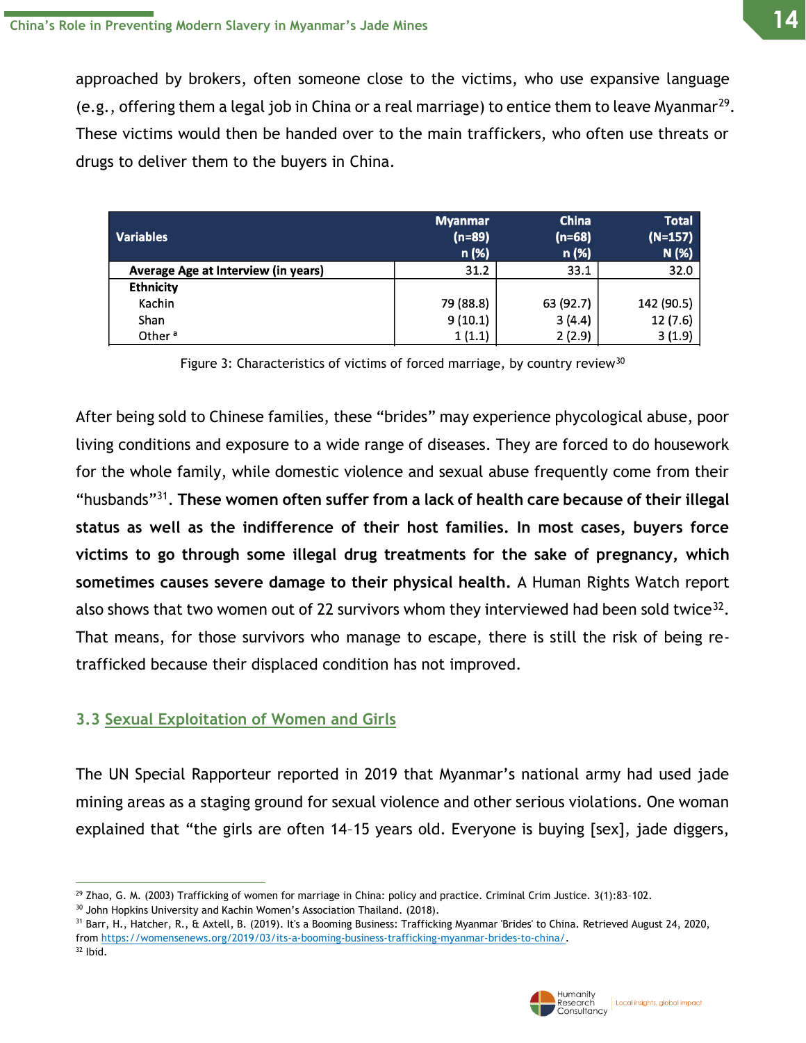approached by brokers, often someone close to the victims, who use expansive language (e.g., offering them a legal job in China or a real marriage) to entice them to leave Myanmar[29]. These victims would then be handed over to the main traffickers, who often use threats or drugs to deliver them to the buyers in China.

| Variables | Myanmar (n=89) n (%) | China (n=68) n (%) | Total (N=157) N (%) |
|---|---|---|---|
| **Average Age at Interview (in years)** | 31.2 | 33.1 | 32.0 |
| **Ethnicity** | | | |
| Kachin | 79 (88.8) | 63 (92.7) | 142 (90.5) |
| Shan | 9 (10.1) | 3 (4.4) | 12 (7.6) |
| Other [a] | 1 (1.1) | 2 (2.9) | 3 (1.9) |

Figure 3: Characteristics of victims of forced marriage, by country review[30]

After being sold to Chinese families, these "brides" may experience phycological abuse, poor living conditions and exposure to a wide range of diseases. They are forced to do housework for the whole family, while domestic violence and sexual abuse frequently come from their "husbands"[31]. **These women often suffer from a lack of health care because of their illegal status as well as the indifference of their host families. In most cases, buyers force victims to go through some illegal drug treatments for the sake of pregnancy, which sometimes causes severe damage to their physical health.** A Human Rights Watch report also shows that two women out of 22 survivors whom they interviewed had been sold twice[32]. That means, for those survivors who manage to escape, there is still the risk of being re-trafficked because their displaced condition has not improved.

### 3.3 Sexual Exploitation of Women and Girls

The UN Special Rapporteur reported in 2019 that Myanmar's national army had used jade mining areas as a staging ground for sexual violence and other serious violations. One woman explained that "the girls are often 14–15 years old. Everyone is buying [sex], jade diggers,

---

[29] Zhao, G. M. (2003) Trafficking of women for marriage in China: policy and practice. Criminal Crim Justice. 3(1):83–102.

[30] John Hopkins University and Kachin Women's Association Thailand. (2018).

[31] Barr, H., Hatcher, R., & Axtell, B. (2019). It's a Booming Business: Trafficking Myanmar 'Brides' to China. Retrieved August 24, 2020, from https://womensenews.org/2019/03/its-a-booming-business-trafficking-myanmar-brides-to-china/.

[32] Ibid.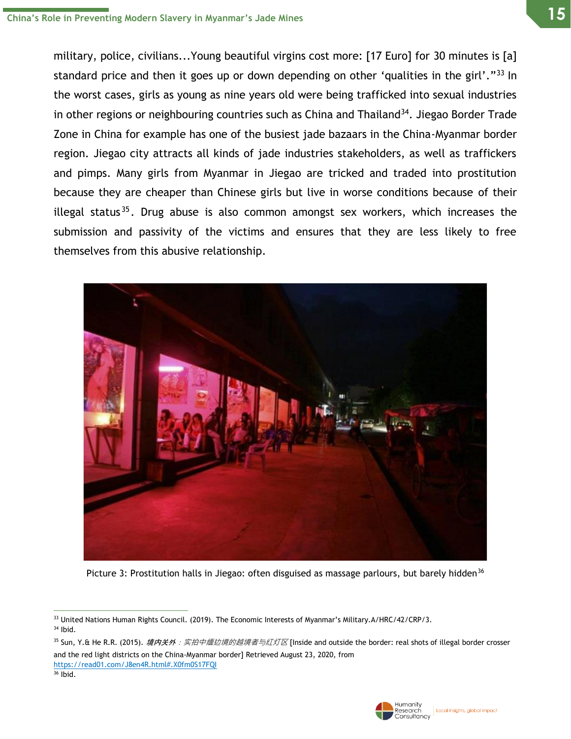military, police, civilians...Young beautiful virgins cost more: [17 Euro] for 30 minutes is [a] standard price and then it goes up or down depending on other 'qualities in the girl'."[33] In the worst cases, girls as young as nine years old were being trafficked into sexual industries in other regions or neighbouring countries such as China and Thailand[34]. Jiegao Border Trade Zone in China for example has one of the busiest jade bazaars in the China-Myanmar border region. Jiegao city attracts all kinds of jade industries stakeholders, as well as traffickers and pimps. Many girls from Myanmar in Jiegao are tricked and traded into prostitution because they are cheaper than Chinese girls but live in worse conditions because of their illegal status[35]. Drug abuse is also common amongst sex workers, which increases the submission and passivity of the victims and ensures that they are less likely to free themselves from this abusive relationship.

Picture 3: Prostitution halls in Jiegao: often disguised as massage parlours, but barely hidden[36]

---

[33] United Nations Human Rights Council. (2019). The Economic Interests of Myanmar's Military.A/HRC/42/CRP/3.

[34] Ibid.

[35] Sun, Y.& He R.R. (2015). *境内关外：实拍中缅边境的越境者与红灯区* [Inside and outside the border: real shots of illegal border crosser and the red light districts on the China-Myanmar border] Retrieved August 23, 2020, from https://read01.com/J8en4R.html#.X0fm0S17FQI

[36] Ibid.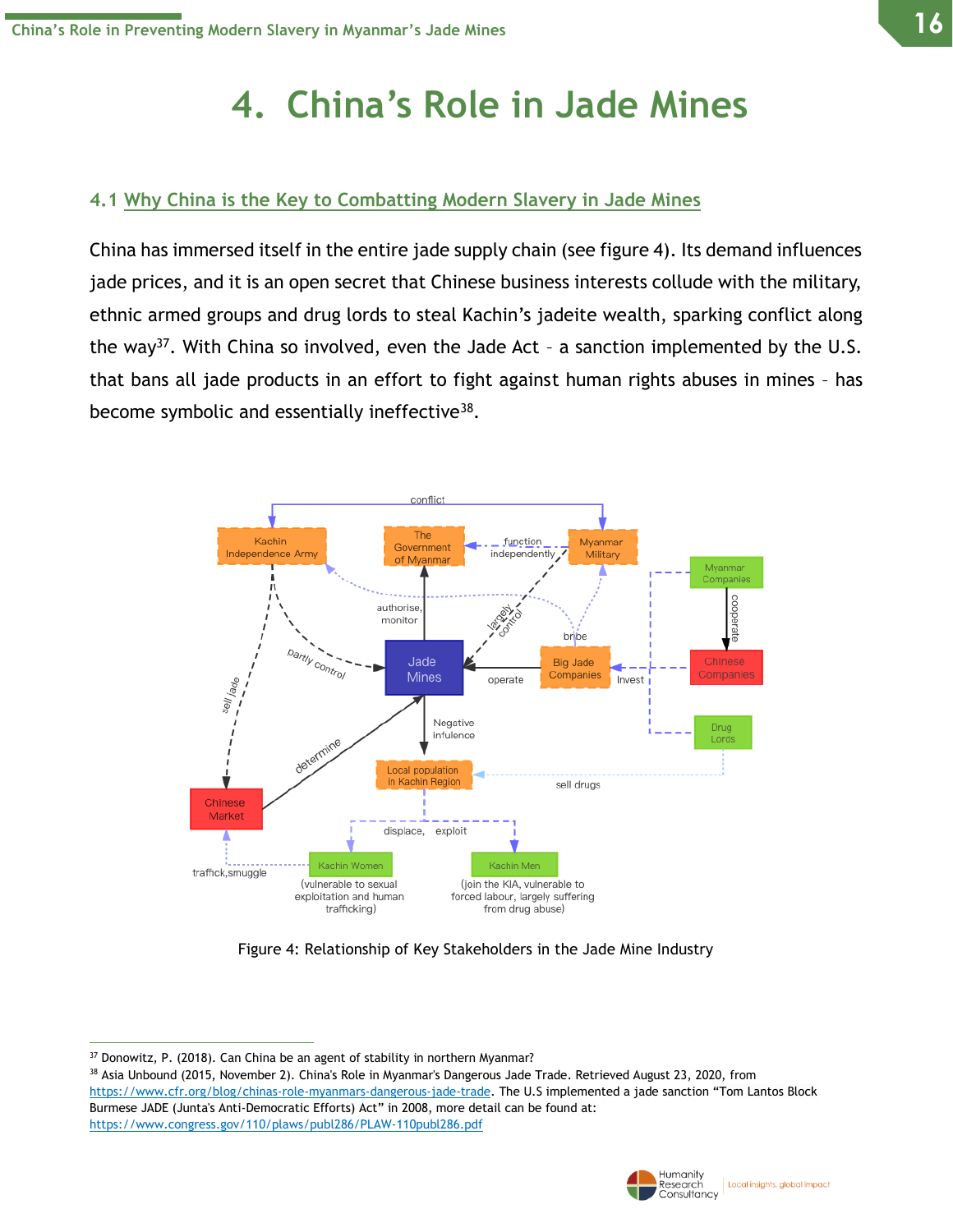# 4. China's Role in Jade Mines

## 4.1 Why China is the Key to Combatting Modern Slavery in Jade Mines

China has immersed itself in the entire jade supply chain (see figure 4). Its demand influences jade prices, and it is an open secret that Chinese business interests collude with the military, ethnic armed groups and drug lords to steal Kachin's jadeite wealth, sparking conflict along the way[37]. With China so involved, even the Jade Act – a sanction implemented by the U.S. that bans all jade products in an effort to fight against human rights abuses in mines – has become symbolic and essentially ineffective[38].

Figure 4: Relationship of Key Stakeholders in the Jade Mine Industry

---

[37] Donowitz, P. (2018). Can China be an agent of stability in northern Myanmar?

[38] Asia Unbound (2015, November 2). China's Role in Myanmar's Dangerous Jade Trade. Retrieved August 23, 2020, from https://www.cfr.org/blog/chinas-role-myanmars-dangerous-jade-trade. The U.S implemented a jade sanction "Tom Lantos Block Burmese JADE (Junta's Anti-Democratic Efforts) Act" in 2008, more detail can be found at: https://www.congress.gov/110/plaws/publ286/PLAW-110publ286.pdf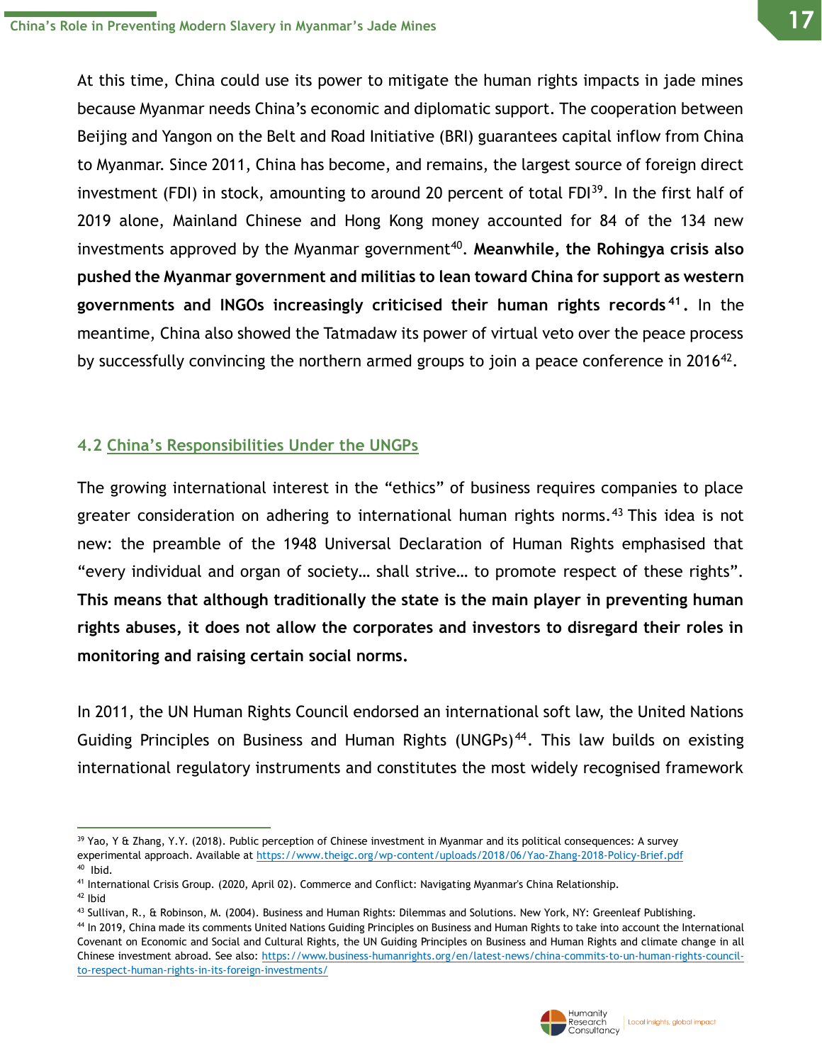At this time, China could use its power to mitigate the human rights impacts in jade mines because Myanmar needs China's economic and diplomatic support. The cooperation between Beijing and Yangon on the Belt and Road Initiative (BRI) guarantees capital inflow from China to Myanmar. Since 2011, China has become, and remains, the largest source of foreign direct investment (FDI) in stock, amounting to around 20 percent of total FDI[39]. In the first half of 2019 alone, Mainland Chinese and Hong Kong money accounted for 84 of the 134 new investments approved by the Myanmar government[40]. **Meanwhile, the Rohingya crisis also pushed the Myanmar government and militias to lean toward China for support as western governments and INGOs increasingly criticised their human rights records[41].** In the meantime, China also showed the Tatmadaw its power of virtual veto over the peace process by successfully convincing the northern armed groups to join a peace conference in 2016[42].

### 4.2 China's Responsibilities Under the UNGPs

The growing international interest in the "ethics" of business requires companies to place greater consideration on adhering to international human rights norms.[43] This idea is not new: the preamble of the 1948 Universal Declaration of Human Rights emphasised that "every individual and organ of society… shall strive… to promote respect of these rights". **This means that although traditionally the state is the main player in preventing human rights abuses, it does not allow the corporates and investors to disregard their roles in monitoring and raising certain social norms.**

In 2011, the UN Human Rights Council endorsed an international soft law, the United Nations Guiding Principles on Business and Human Rights (UNGPs)[44]. This law builds on existing international regulatory instruments and constitutes the most widely recognised framework

---

[39] Yao, Y & Zhang, Y.Y. (2018). Public perception of Chinese investment in Myanmar and its political consequences: A survey experimental approach. Available at https://www.theigc.org/wp-content/uploads/2018/06/Yao-Zhang-2018-Policy-Brief.pdf

[40] Ibid.

[41] International Crisis Group. (2020, April 02). Commerce and Conflict: Navigating Myanmar's China Relationship.

[42] Ibid

[43] Sullivan, R., & Robinson, M. (2004). Business and Human Rights: Dilemmas and Solutions. New York, NY: Greenleaf Publishing.

[44] In 2019, China made its comments United Nations Guiding Principles on Business and Human Rights to take into account the International Covenant on Economic and Social and Cultural Rights, the UN Guiding Principles on Business and Human Rights and climate change in all Chinese investment abroad. See also: https://www.business-humanrights.org/en/latest-news/china-commits-to-un-human-rights-council-to-respect-human-rights-in-its-foreign-investments/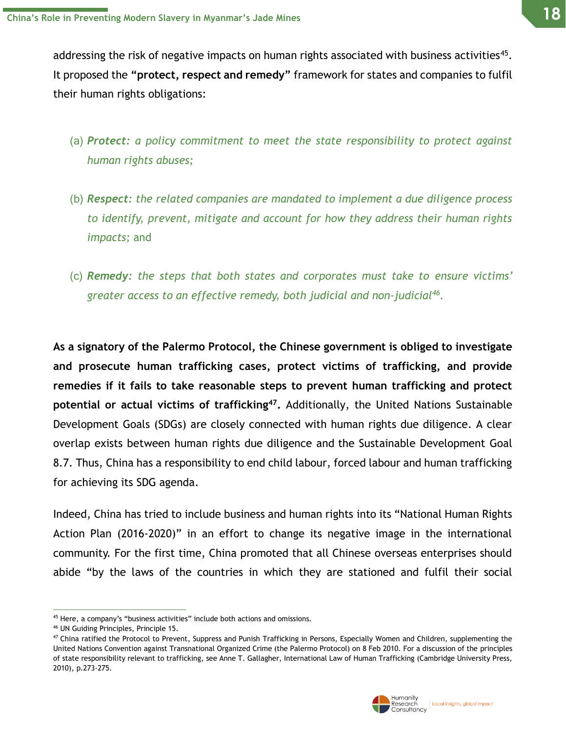addressing the risk of negative impacts on human rights associated with business activities[45]. It proposed the **"protect, respect and remedy"** framework for states and companies to fulfil their human rights obligations:

(a) ***Protect****: a policy commitment to meet the state responsibility to protect against human rights abuses;*

(b) ***Respect****: the related companies are mandated to implement a due diligence process to identify, prevent, mitigate and account for how they address their human rights impacts;* and

(c) ***Remedy****: the steps that both states and corporates must take to ensure victims' greater access to an effective remedy, both judicial and non-judicial*[46]*.*

**As a signatory of the Palermo Protocol, the Chinese government is obliged to investigate and prosecute human trafficking cases, protect victims of trafficking, and provide remedies if it fails to take reasonable steps to prevent human trafficking and protect potential or actual victims of trafficking[47].** Additionally, the United Nations Sustainable Development Goals (SDGs) are closely connected with human rights due diligence. A clear overlap exists between human rights due diligence and the Sustainable Development Goal 8.7. Thus, China has a responsibility to end child labour, forced labour and human trafficking for achieving its SDG agenda.

Indeed, China has tried to include business and human rights into its "National Human Rights Action Plan (2016-2020)" in an effort to change its negative image in the international community. For the first time, China promoted that all Chinese overseas enterprises should abide "by the laws of the countries in which they are stationed and fulfil their social

---

[45] Here, a company's "business activities" include both actions and omissions.

[46] UN Guiding Principles, Principle 15.

[47] China ratified the Protocol to Prevent, Suppress and Punish Trafficking in Persons, Especially Women and Children, supplementing the United Nations Convention against Transnational Organized Crime (the Palermo Protocol) on 8 Feb 2010. For a discussion of the principles of state responsibility relevant to trafficking, see Anne T. Gallagher, International Law of Human Trafficking (Cambridge University Press, 2010), p.273-275.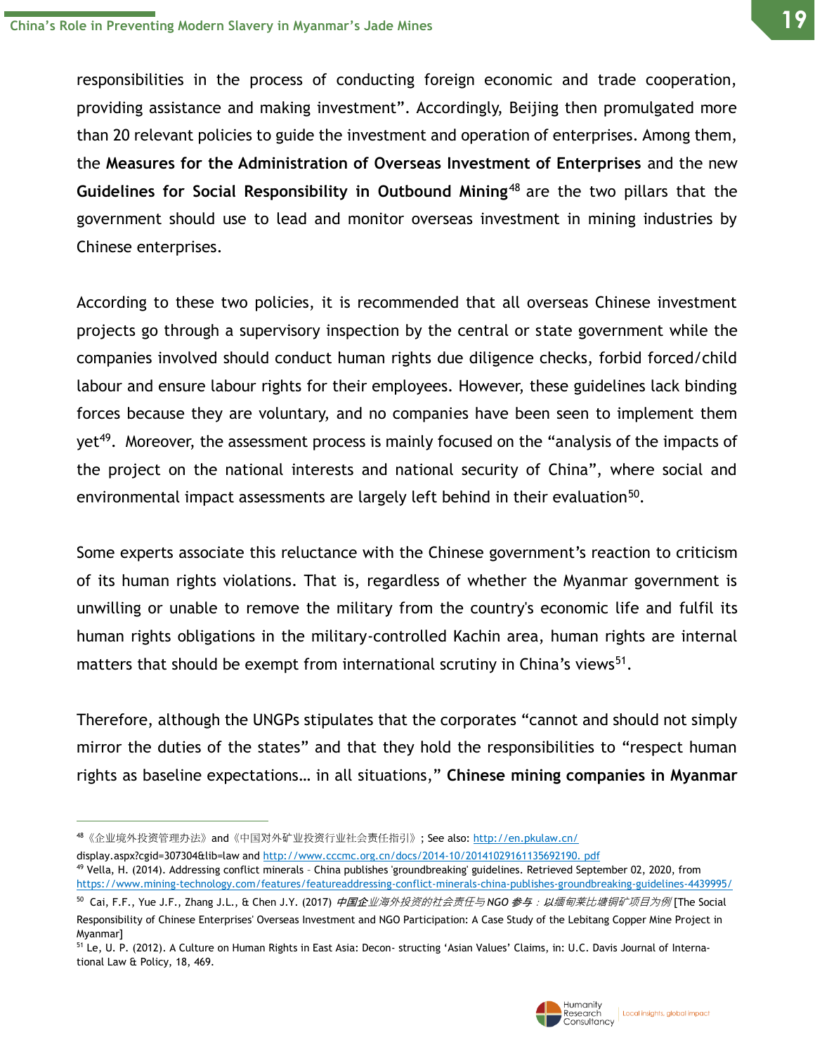responsibilities in the process of conducting foreign economic and trade cooperation, providing assistance and making investment". Accordingly, Beijing then promulgated more than 20 relevant policies to guide the investment and operation of enterprises. Among them, the **Measures for the Administration of Overseas Investment of Enterprises** and the new **Guidelines for Social Responsibility in Outbound Mining**[48] are the two pillars that the government should use to lead and monitor overseas investment in mining industries by Chinese enterprises.

According to these two policies, it is recommended that all overseas Chinese investment projects go through a supervisory inspection by the central or state government while the companies involved should conduct human rights due diligence checks, forbid forced/child labour and ensure labour rights for their employees. However, these guidelines lack binding forces because they are voluntary, and no companies have been seen to implement them yet[49]. Moreover, the assessment process is mainly focused on the "analysis of the impacts of the project on the national interests and national security of China", where social and environmental impact assessments are largely left behind in their evaluation[50].

Some experts associate this reluctance with the Chinese government's reaction to criticism of its human rights violations. That is, regardless of whether the Myanmar government is unwilling or unable to remove the military from the country's economic life and fulfil its human rights obligations in the military-controlled Kachin area, human rights are internal matters that should be exempt from international scrutiny in China's views[51].

Therefore, although the UNGPs stipulates that the corporates "cannot and should not simply mirror the duties of the states" and that they hold the responsibilities to "respect human rights as baseline expectations… in all situations," **Chinese mining companies in Myanmar**

---

[48] 《企业境外投资管理办法》 and 《中国对外矿业投资行业社会责任指引》; See also: http://en.pkulaw.cn/display.aspx?cgid=307304&lib=law and http://www.cccmc.org.cn/docs/2014-10/20141029161135692190.pdf

[49] Vella, H. (2014). Addressing conflict minerals – China publishes 'groundbreaking' guidelines. Retrieved September 02, 2020, from https://www.mining-technology.com/features/featureaddressing-conflict-minerals-china-publishes-groundbreaking-guidelines-4439995/

[50] Cai, F.F., Yue J.F., Zhang J.L., & Chen J.Y. (2017) *中国企业海外投资的社会责任与NGO参与：以缅甸莱比塘铜矿项目为例* [The Social Responsibility of Chinese Enterprises' Overseas Investment and NGO Participation: A Case Study of the Lebitang Copper Mine Project in Myanmar]

[51] Le, U. P. (2012). A Culture on Human Rights in East Asia: Decon- structing 'Asian Values' Claims, in: U.C. Davis Journal of International Law & Policy, 18, 469.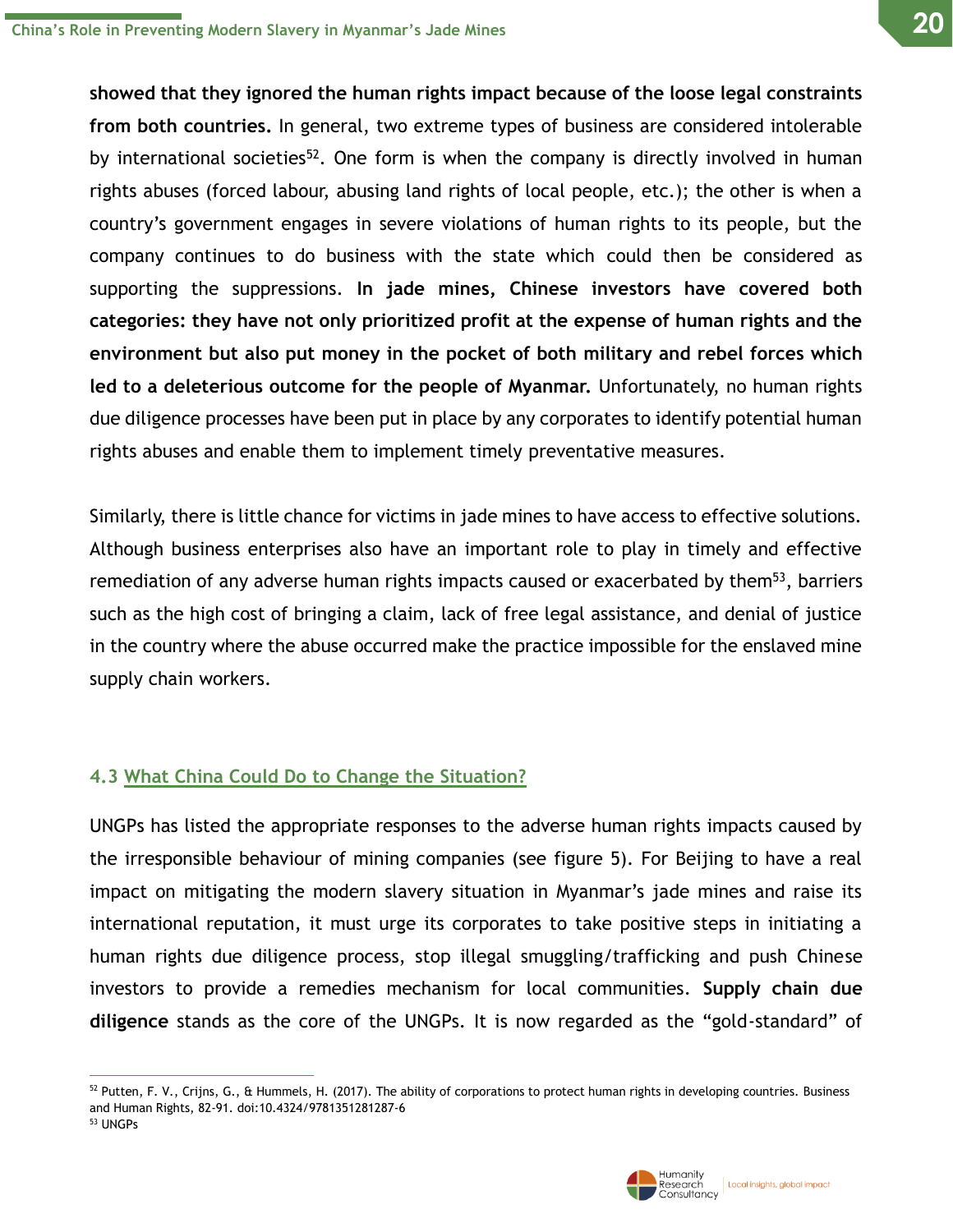**showed that they ignored the human rights impact because of the loose legal constraints from both countries.** In general, two extreme types of business are considered intolerable by international societies[52]. One form is when the company is directly involved in human rights abuses (forced labour, abusing land rights of local people, etc.); the other is when a country's government engages in severe violations of human rights to its people, but the company continues to do business with the state which could then be considered as supporting the suppressions. **In jade mines, Chinese investors have covered both categories: they have not only prioritized profit at the expense of human rights and the environment but also put money in the pocket of both military and rebel forces which led to a deleterious outcome for the people of Myanmar.** Unfortunately, no human rights due diligence processes have been put in place by any corporates to identify potential human rights abuses and enable them to implement timely preventative measures.

Similarly, there is little chance for victims in jade mines to have access to effective solutions. Although business enterprises also have an important role to play in timely and effective remediation of any adverse human rights impacts caused or exacerbated by them[53], barriers such as the high cost of bringing a claim, lack of free legal assistance, and denial of justice in the country where the abuse occurred make the practice impossible for the enslaved mine supply chain workers.

### 4.3 What China Could Do to Change the Situation?

UNGPs has listed the appropriate responses to the adverse human rights impacts caused by the irresponsible behaviour of mining companies (see figure 5). For Beijing to have a real impact on mitigating the modern slavery situation in Myanmar's jade mines and raise its international reputation, it must urge its corporates to take positive steps in initiating a human rights due diligence process, stop illegal smuggling/trafficking and push Chinese investors to provide a remedies mechanism for local communities. **Supply chain due diligence** stands as the core of the UNGPs. It is now regarded as the "gold-standard" of

---

[52] Putten, F. V., Crijns, G., & Hummels, H. (2017). The ability of corporations to protect human rights in developing countries. Business and Human Rights, 82-91. doi:10.4324/9781351281287-6

[53] UNGPs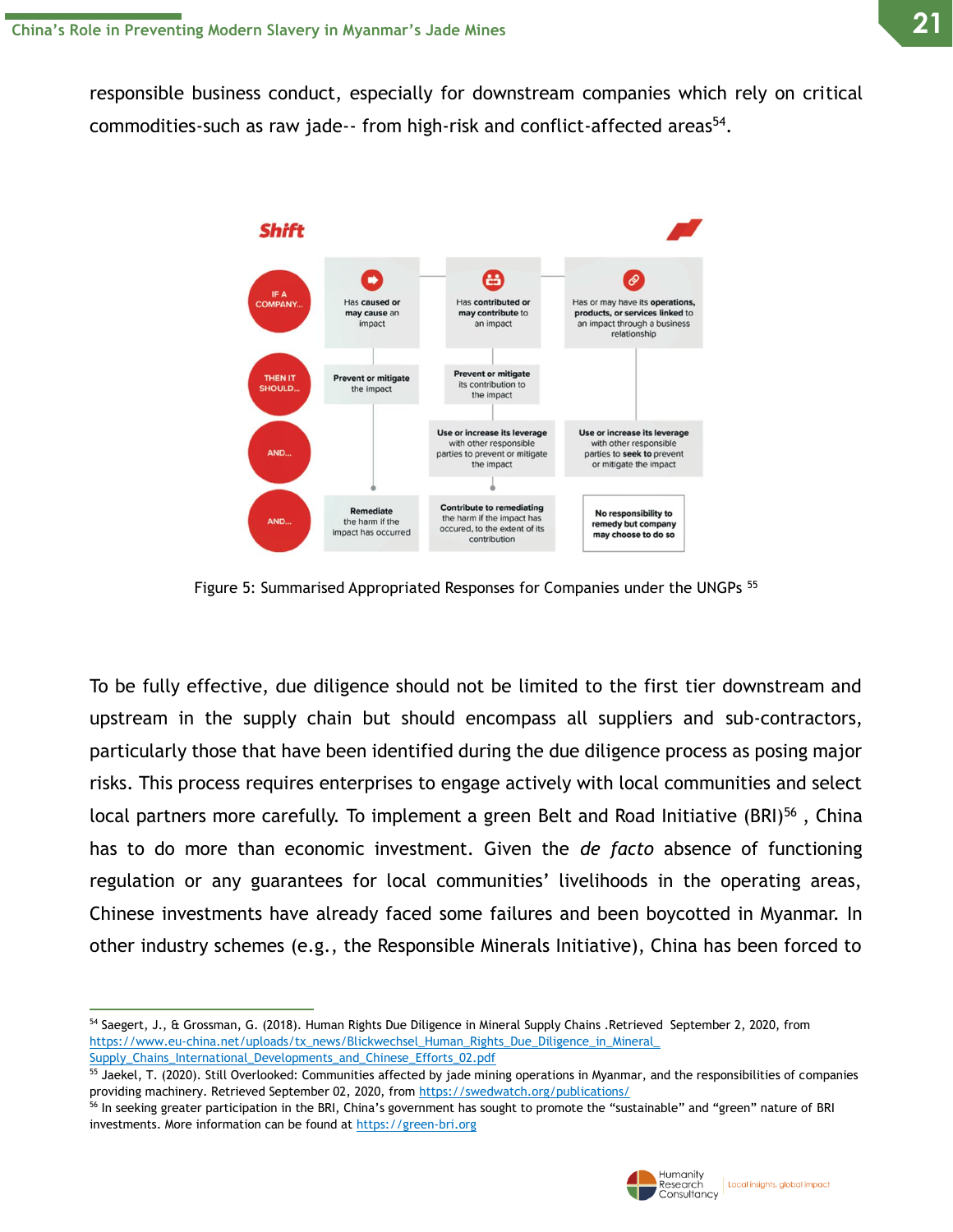responsible business conduct, especially for downstream companies which rely on critical commodities-such as raw jade-- from high-risk and conflict-affected areas[54].

| Shift | | | |
|---|---|---|---|
| IF A COMPANY... | Has **caused or may cause** an impact | Has **contributed or may contribute** to an impact | Has or may have its **operations, products, or services linked** to an impact through a business relationship |
| THEN IT SHOULD... | **Prevent or mitigate** the impact | **Prevent or mitigate** its contribution to the impact | |
| AND... | | **Use or increase its leverage** with other responsible parties to prevent or mitigate the impact | **Use or increase its leverage** with other responsible parties to **seek to** prevent or mitigate the impact |
| AND... | **Remediate** the harm if the impact has occurred | **Contribute to remediating** the harm if the impact has occured, to the extent of its contribution | **No responsibility to remedy but company may choose to do so** |

Figure 5: Summarised Appropriated Responses for Companies under the UNGPs [55]

To be fully effective, due diligence should not be limited to the first tier downstream and upstream in the supply chain but should encompass all suppliers and sub-contractors, particularly those that have been identified during the due diligence process as posing major risks. This process requires enterprises to engage actively with local communities and select local partners more carefully. To implement a green Belt and Road Initiative (BRI)[56] , China has to do more than economic investment. Given the *de facto* absence of functioning regulation or any guarantees for local communities' livelihoods in the operating areas, Chinese investments have already faced some failures and been boycotted in Myanmar. In other industry schemes (e.g., the Responsible Minerals Initiative), China has been forced to

---

[54] Saegert, J., & Grossman, G. (2018). Human Rights Due Diligence in Mineral Supply Chains .Retrieved September 2, 2020, from https://www.eu-china.net/uploads/tx_news/Blickwechsel_Human_Rights_Due_Diligence_in_Mineral_Supply_Chains_International_Developments_and_Chinese_Efforts_02.pdf

[55] Jaekel, T. (2020). Still Overlooked: Communities affected by jade mining operations in Myanmar, and the responsibilities of companies providing machinery. Retrieved September 02, 2020, from https://swedwatch.org/publications/

[56] In seeking greater participation in the BRI, China's government has sought to promote the "sustainable" and "green" nature of BRI investments. More information can be found at https://green-bri.org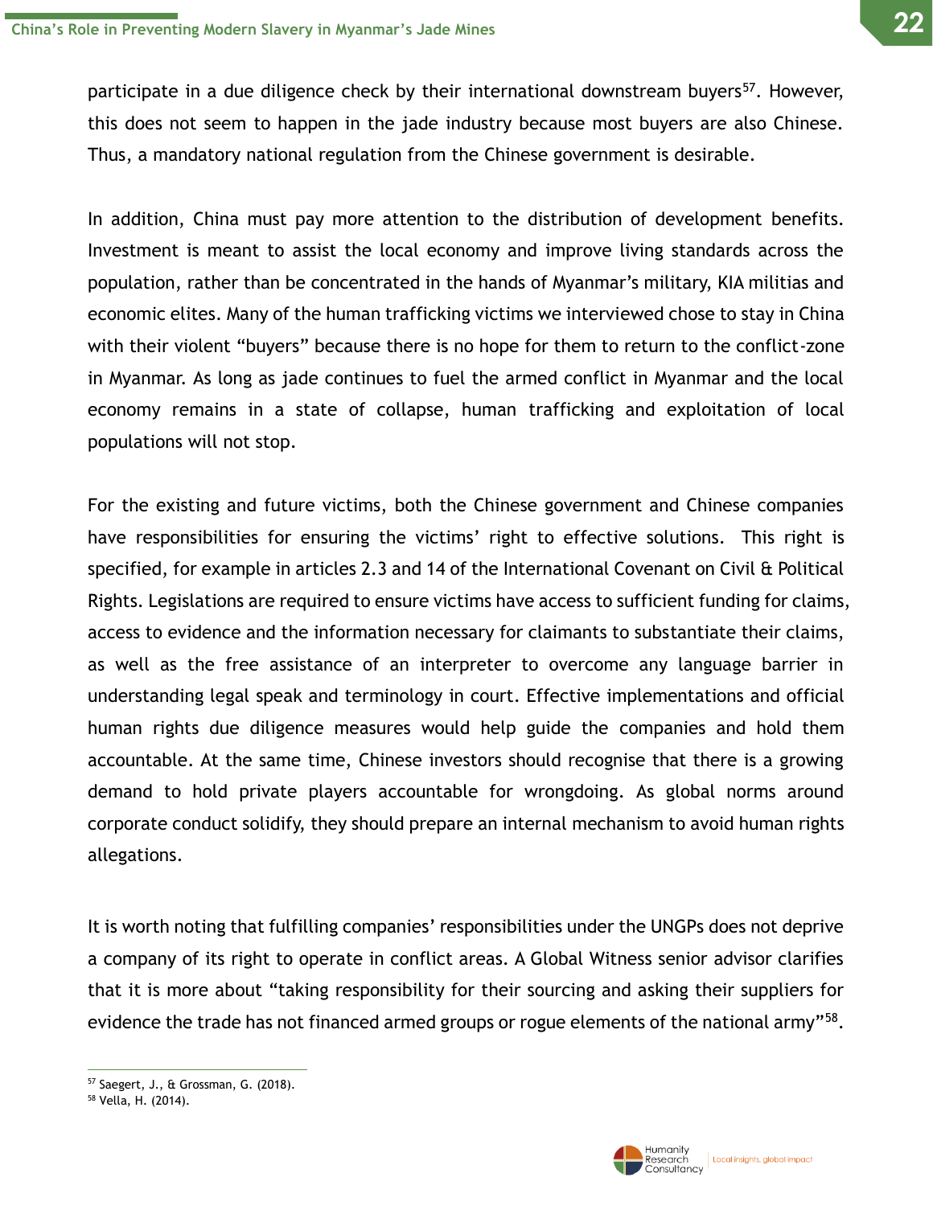participate in a due diligence check by their international downstream buyers[57]. However, this does not seem to happen in the jade industry because most buyers are also Chinese. Thus, a mandatory national regulation from the Chinese government is desirable.

In addition, China must pay more attention to the distribution of development benefits. Investment is meant to assist the local economy and improve living standards across the population, rather than be concentrated in the hands of Myanmar's military, KIA militias and economic elites. Many of the human trafficking victims we interviewed chose to stay in China with their violent "buyers" because there is no hope for them to return to the conflict-zone in Myanmar. As long as jade continues to fuel the armed conflict in Myanmar and the local economy remains in a state of collapse, human trafficking and exploitation of local populations will not stop.

For the existing and future victims, both the Chinese government and Chinese companies have responsibilities for ensuring the victims' right to effective solutions. This right is specified, for example in articles 2.3 and 14 of the International Covenant on Civil & Political Rights. Legislations are required to ensure victims have access to sufficient funding for claims, access to evidence and the information necessary for claimants to substantiate their claims, as well as the free assistance of an interpreter to overcome any language barrier in understanding legal speak and terminology in court. Effective implementations and official human rights due diligence measures would help guide the companies and hold them accountable. At the same time, Chinese investors should recognise that there is a growing demand to hold private players accountable for wrongdoing. As global norms around corporate conduct solidify, they should prepare an internal mechanism to avoid human rights allegations.

It is worth noting that fulfilling companies' responsibilities under the UNGPs does not deprive a company of its right to operate in conflict areas. A Global Witness senior advisor clarifies that it is more about "taking responsibility for their sourcing and asking their suppliers for evidence the trade has not financed armed groups or rogue elements of the national army"[58].

---

[57] Saegert, J., & Grossman, G. (2018).

[58] Vella, H. (2014).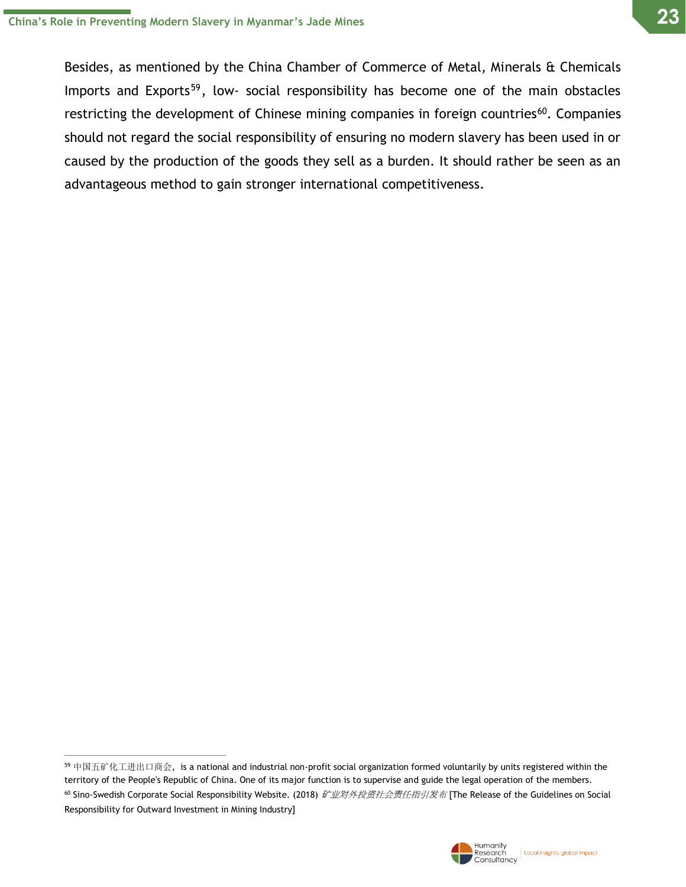Besides, as mentioned by the China Chamber of Commerce of Metal, Minerals & Chemicals Imports and Exports[59], low- social responsibility has become one of the main obstacles restricting the development of Chinese mining companies in foreign countries[60]. Companies should not regard the social responsibility of ensuring no modern slavery has been used in or caused by the production of the goods they sell as a burden. It should rather be seen as an advantageous method to gain stronger international competitiveness.

---

[59] 中国五矿化工进出口商会, is a national and industrial non-profit social organization formed voluntarily by units registered within the territory of the People's Republic of China. One of its major function is to supervise and guide the legal operation of the members.

[60] Sino-Swedish Corporate Social Responsibility Website. (2018) *矿业对外投资社会责任指引发布* [The Release of the Guidelines on Social Responsibility for Outward Investment in Mining Industry]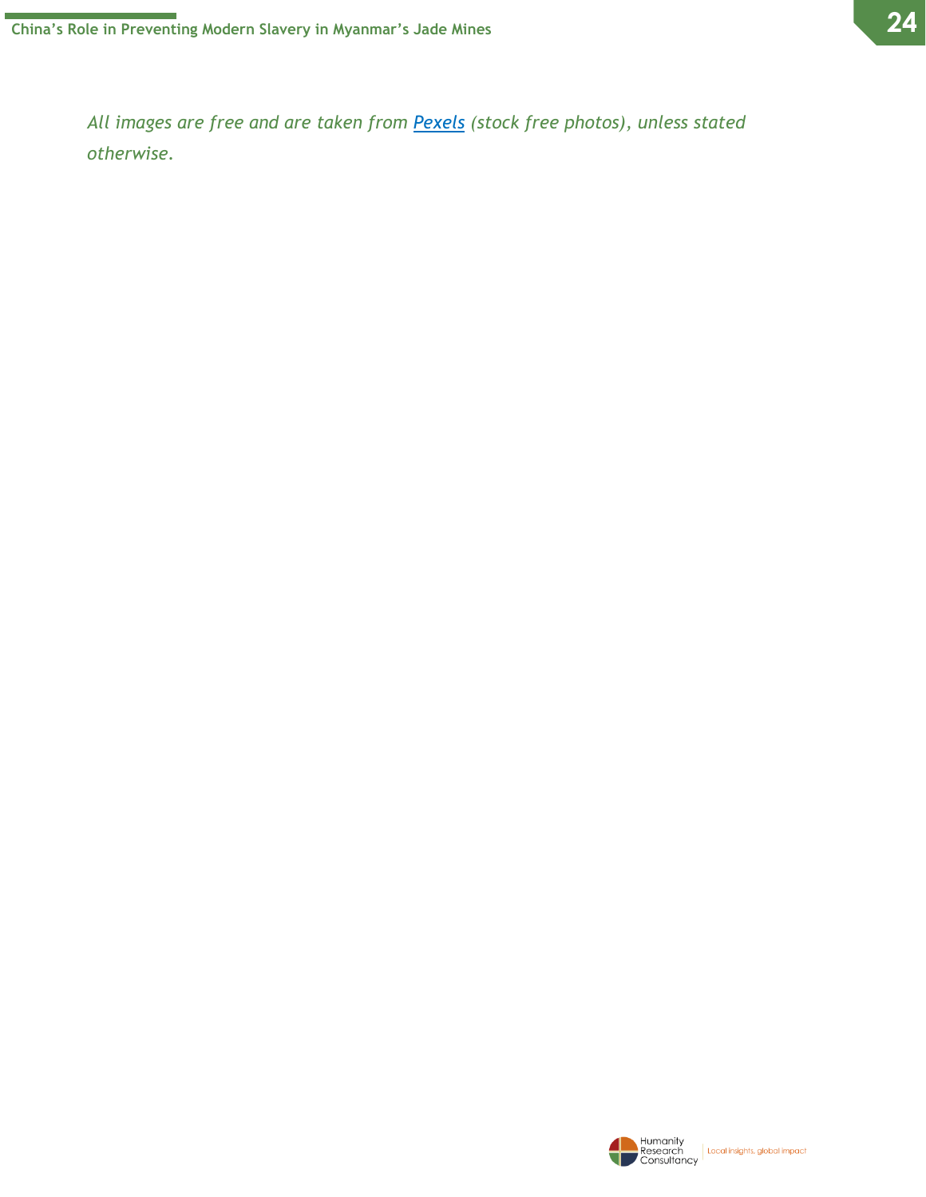*All images are free and are taken from [Pexels](https://www.pexels.com) (stock free photos), unless stated otherwise.*